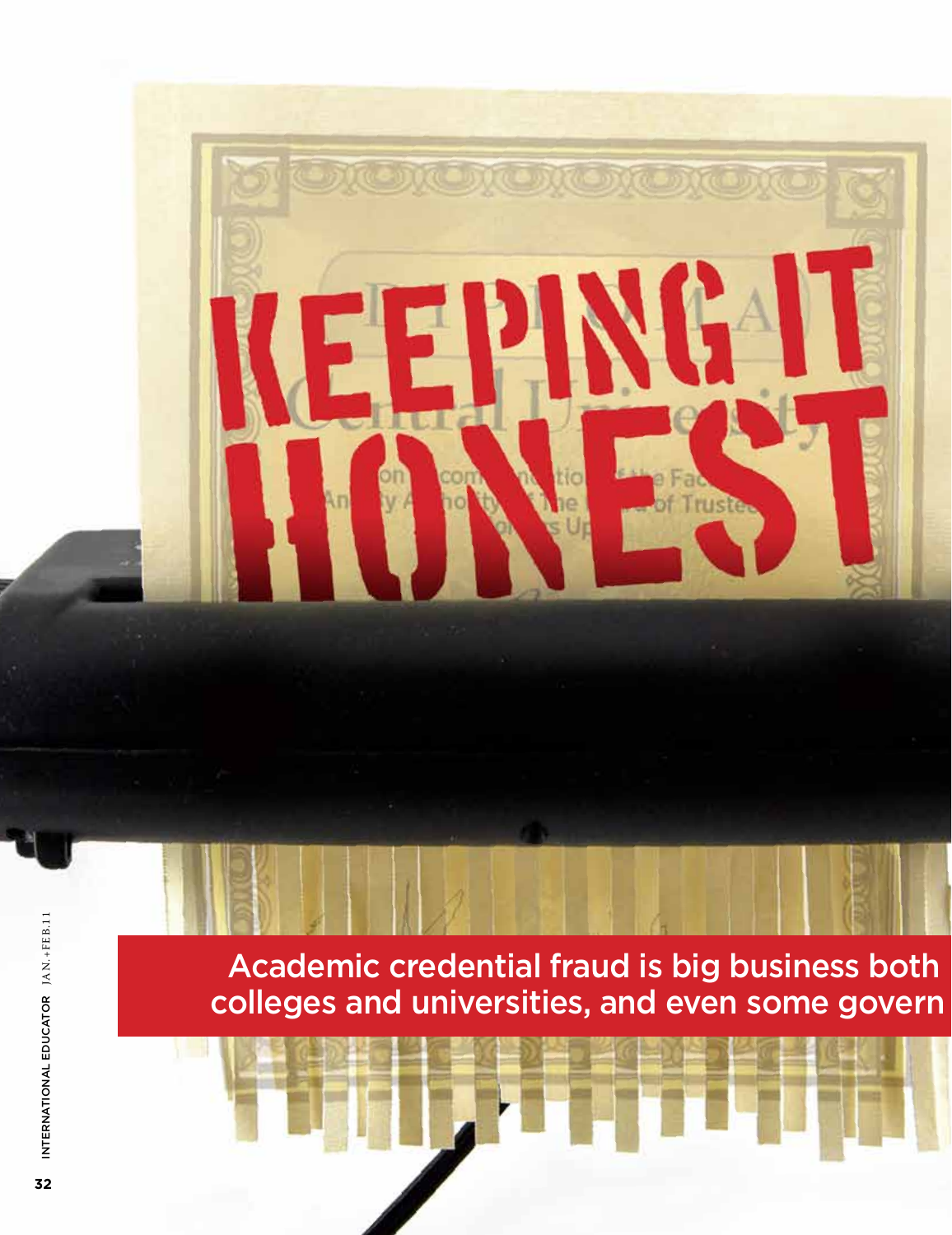# KEEPING IT HONEST

Academic credential fraud is big business both colleges and universities, and even some govern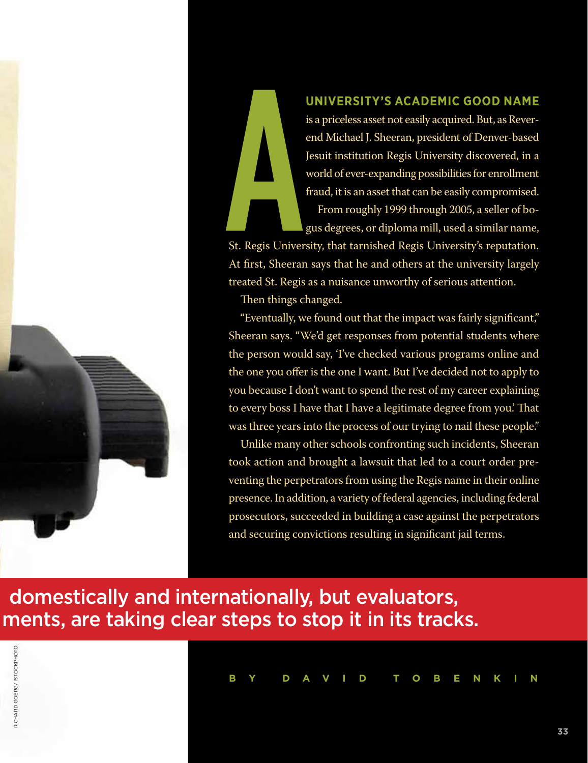**A UNIVERSITY'S ACADEMIC GOOD NAME** is a priceless asset not easily acquired. But, as Reverend Michael J. Sheeran, president of Denver-based Jesuit institution Regis University discovered, in a world of ever-expanding possibilities for enrollment fraud, it is an asset that can be easily compromised.

From roughly 1999 through 2005, a seller of bogus degrees, or diploma mill, used a similar name, St. Regis University, that tarnished Regis University's reputation. At first, Sheeran says that he and others at the university largely treated St. Regis as a nuisance unworthy of serious attention.

Then things changed.

"Eventually, we found out that the impact was fairly significant," Sheeran says. "We'd get responses from potential students where the person would say, 'I've checked various programs online and the one you offer is the one I want. But I've decided not to apply to you because I don't want to spend the rest of my career explaining to every boss I have that I have a legitimate degree from you.' That was three years into the process of our trying to nail these people."

Unlike many other schools confronting such incidents, Sheeran took action and brought a lawsuit that led to a court order preventing the perpetrators from using the Regis name in their online presence. In addition, a variety of federal agencies, including federal prosecutors, succeeded in building a case against the perpetrators and securing convictions resulting in significant jail terms.

domestically and internationally, but evaluators, ments, are taking clear steps to stop it in its tracks.

BY DAVID TOBENKIN

RICHARD GOERG/ISTOCKPHOTO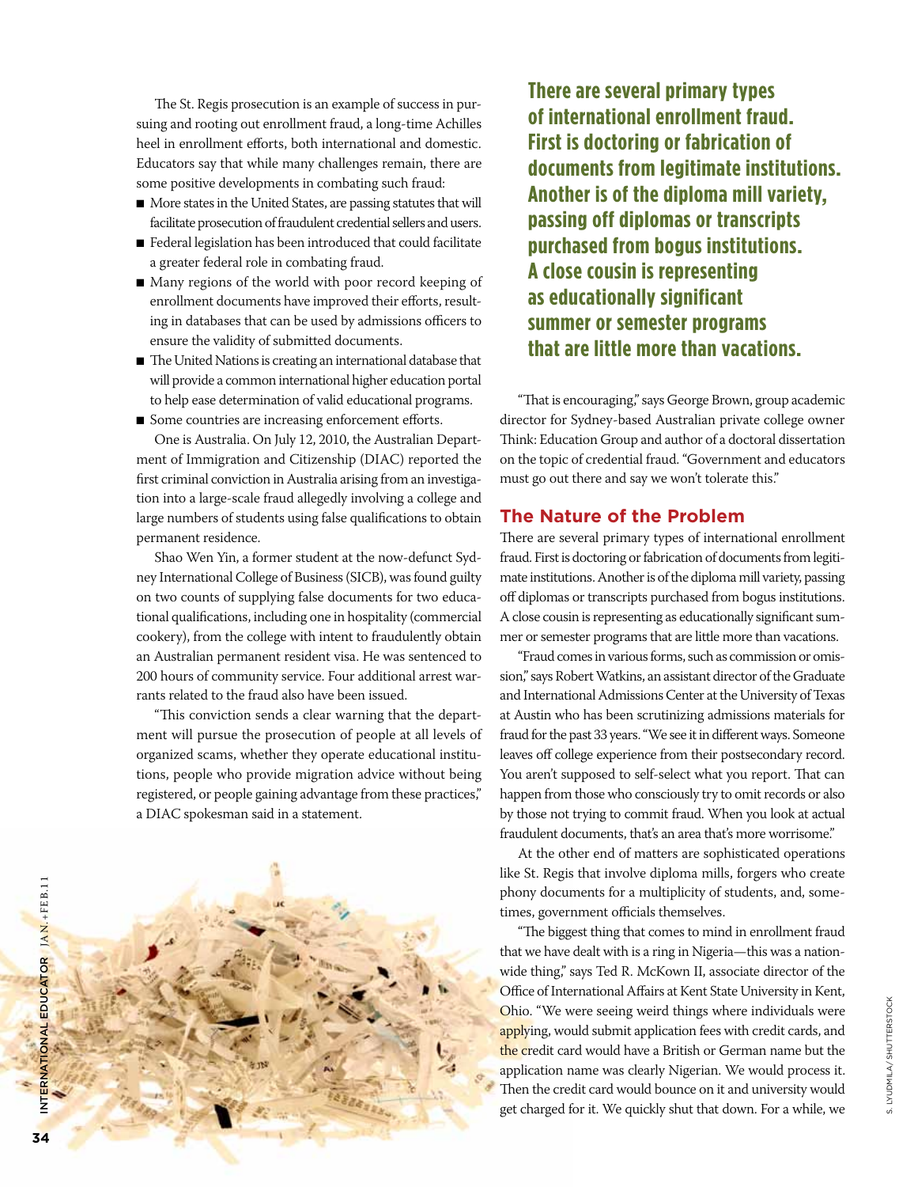The St. Regis prosecution is an example of success in pursuing and rooting out enrollment fraud, a long-time Achilles heel in enrollment efforts, both international and domestic. Educators say that while many challenges remain, there are some positive developments in combating such fraud:

- More states in the United States, are passing statutes that will facilitate prosecution of fraudulent credential sellers and users.
- Federal legislation has been introduced that could facilitate a greater federal role in combating fraud.
- Many regions of the world with poor record keeping of enrollment documents have improved their efforts, resulting in databases that can be used by admissions officers to ensure the validity of submitted documents.
- The United Nations is creating an international database that will provide a common international higher education portal to help ease determination of valid educational programs.
- Some countries are increasing enforcement efforts.

One is Australia. On July 12, 2010, the Australian Department of Immigration and Citizenship (DIAC) reported the first criminal conviction in Australia arising from an investigation into a large-scale fraud allegedly involving a college and large numbers of students using false qualifications to obtain permanent residence.

Shao Wen Yin, a former student at the now-defunct Sydney International College of Business (SICB), was found guilty on two counts of supplying false documents for two educational qualifications, including one in hospitality (commercial cookery), from the college with intent to fraudulently obtain an Australian permanent resident visa. He was sentenced to 200 hours of community service. Four additional arrest warrants related to the fraud also have been issued.

"This conviction sends a clear warning that the department will pursue the prosecution of people at all levels of organized scams, whether they operate educational institutions, people who provide migration advice without being registered, or people gaining advantage from these practices," a DIAC spokesman said in a statement.

**There are several primary types of international enrollment fraud. First is doctoring or fabrication of documents from legitimate institutions. Another is of the diploma mill variety, passing off diplomas or transcripts purchased from bogus institutions. A close cousin is representing as educationally significant summer or semester programs that are little more than vacations.**

"That is encouraging," says George Brown, group academic director for Sydney-based Australian private college owner Think: Education Group and author of a doctoral dissertation on the topic of credential fraud. "Government and educators must go out there and say we won't tolerate this."

## The Nature of the Problem

There are several primary types of international enrollment fraud. First is doctoring or fabrication of documents from legitimate institutions. Another is of the diploma mill variety, passing off diplomas or transcripts purchased from bogus institutions. A close cousin is representing as educationally significant summer or semester programs that are little more than vacations.

"Fraud comes in various forms, such as commission or omission," says Robert Watkins, an assistant director of the Graduate and International Admissions Center at the University of Texas at Austin who has been scrutinizing admissions materials for fraud for the past 33 years. "We see it in different ways. Someone leaves off college experience from their postsecondary record. You aren't supposed to self-select what you report. That can happen from those who consciously try to omit records or also by those not trying to commit fraud. When you look at actual fraudulent documents, that's an area that's more worrisome."

At the other end of matters are sophisticated operations like St. Regis that involve diploma mills, forgers who create phony documents for a multiplicity of students, and, sometimes, government officials themselves.

"The biggest thing that comes to mind in enrollment fraud that we have dealt with is a ring in Nigeria—this was a nationwide thing," says Ted R. McKown II, associate director of the Office of International Affairs at Kent State University in Kent, Ohio. "We were seeing weird things where individuals were applying, would submit application fees with credit cards, and the credit card would have a British or German name but the application name was clearly Nigerian. We would process it. Then the credit card would bounce on it and university would get charged for it. We quickly shut that down. For a while, we

S. LYUDMILA/SHUTTERSTOCK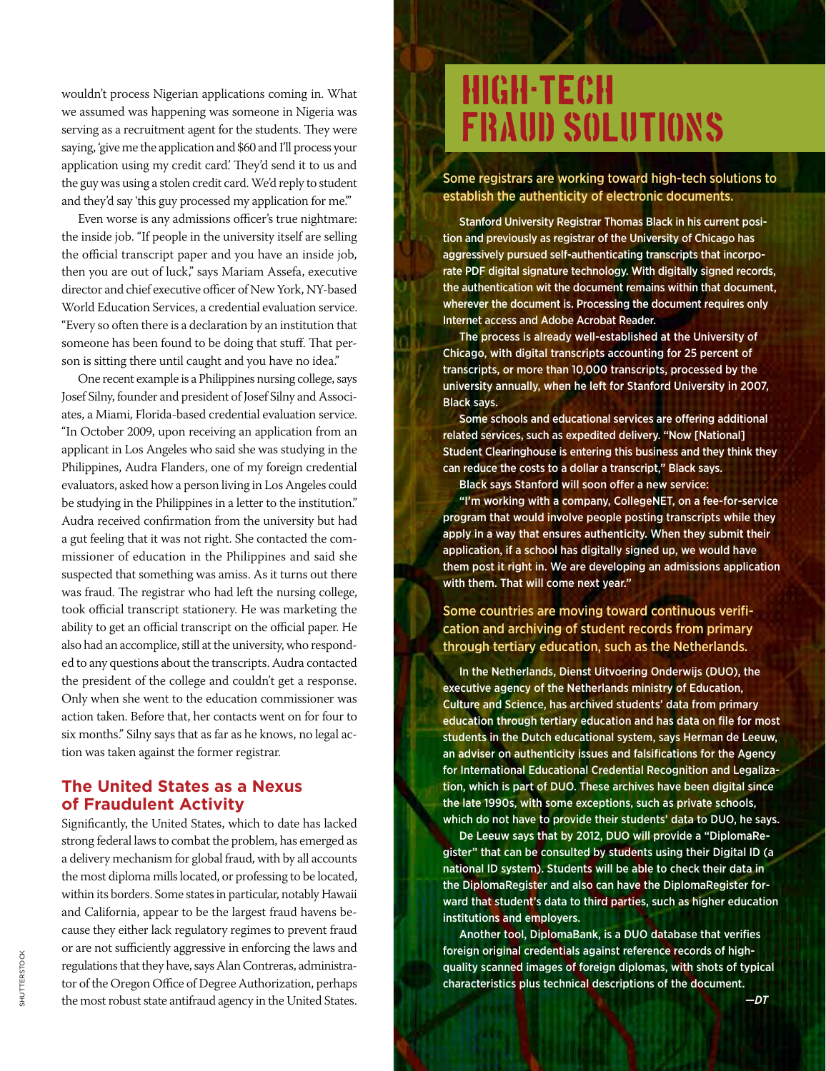wouldn't process Nigerian applications coming in. What we assumed was happening was someone in Nigeria was serving as a recruitment agent for the students. They were saying, 'give me the application and $60 and I'll process your application using my credit card.' They'd send it to us and the guy was using a stolen credit card. We'd reply to student and they'd say 'this guy processed my application for me.'"

Even worse is any admissions officer's true nightmare: the inside job. "If people in the university itself are selling the official transcript paper and you have an inside job, then you are out of luck," says Mariam Assefa, executive director and chief executive officer of New York, NY-based World Education Services, a credential evaluation service. "Every so often there is a declaration by an institution that someone has been found to be doing that stuff. That person is sitting there until caught and you have no idea."

One recent example is a Philippines nursing college, says Josef Silny, founder and president of Josef Silny and Associates, a Miami, Florida-based credential evaluation service. "In October 2009, upon receiving an application from an applicant in Los Angeles who said she was studying in the Philippines, Audra Flanders, one of my foreign credential evaluators, asked how a person living in Los Angeles could be studying in the Philippines in a letter to the institution." Audra received confirmation from the university but had a gut feeling that it was not right. She contacted the commissioner of education in the Philippines and said she suspected that something was amiss. As it turns out there was fraud. The registrar who had left the nursing college, took official transcript stationery. He was marketing the ability to get an official transcript on the official paper. He also had an accomplice, still at the university, who responded to any questions about the transcripts. Audra contacted the president of the college and couldn't get a response. Only when she went to the education commissioner was action taken. Before that, her contacts went on for four to six months." Silny says that as far as he knows, no legal action was taken against the former registrar.

## The United States as a Nexus of Fraudulent Activity

Significantly, the United States, which to date has lacked strong federal laws to combat the problem, has emerged as a delivery mechanism for global fraud, with by all accounts the most diploma mills located, or professing to be located, within its borders. Some states in particular, notably Hawaii and California, appear to be the largest fraud havens because they either lack regulatory regimes to prevent fraud or are not sufficiently aggressive in enforcing the laws and regulations that they have, says Alan Contreras, administrator of the Oregon Office of Degree Authorization, perhaps the most robust state antifraud agency in the United States.

# HIGH-TECH FRAUD SOLUTIONS

**Some registrars are working toward high-tech solutions to establish the authenticity of electronic documents.**

Stanford University Registrar Thomas Black in his current position and previously as registrar of the University of Chicago has aggressively pursued self-authenticating transcripts that incorporate PDF digital signature technology. With digitally signed records, the authentication wit the document remains within that document, wherever the document is. Processing the document requires only Internet access and Adobe Acrobat Reader.

The process is already well-established at the University of Chicago, with digital transcripts accounting for 25 percent of transcripts, or more than 10,000 transcripts, processed by the university annually, when he left for Stanford University in 2007, Black says.

Some schools and educational services are offering additional related services, such as expedited delivery. "Now [National] Student Clearinghouse is entering this business and they think they can reduce the costs to a dollar a transcript," Black says.

Black says Stanford will soon offer a new service:

"I'm working with a company, CollegeNET, on a fee-for-service program that would involve people posting transcripts while they apply in a way that ensures authenticity. When they submit their application, if a school has digitally signed up, we would have them post it right in. We are developing an admissions application with them. That will come next year."

**Some countries are moving toward continuous verification and archiving of student records from primary through tertiary education, such as the Netherlands.**

In the Netherlands, Dienst Uitvoering Onderwijs (DUO), the executive agency of the Netherlands ministry of Education, Culture and Science, has archived students' data from primary education through tertiary education and has data on file for most students in the Dutch educational system, says Herman de Leeuw, an adviser on authenticity issues and falsifications for the Agency for International Educational Credential Recognition and Legalization, which is part of DUO. These archives have been digital since the late 1990s, with some exceptions, such as private schools, which do not have to provide their students' data to DUO, he says.

De Leeuw says that by 2012, DUO will provide a "DiplomaRegister" that can be consulted by students using their Digital ID (a national ID system). Students will be able to check their data in the DiplomaRegister and also can have the DiplomaRegister forward that student's data to third parties, such as higher education institutions and employers.

Another tool, DiplomaBank, is a DUO database that verifies foreign original credentials against reference records of high-quality scanned images of foreign diplomas, with shots of typical characteristics plus technical descriptions of the document.

*—DT*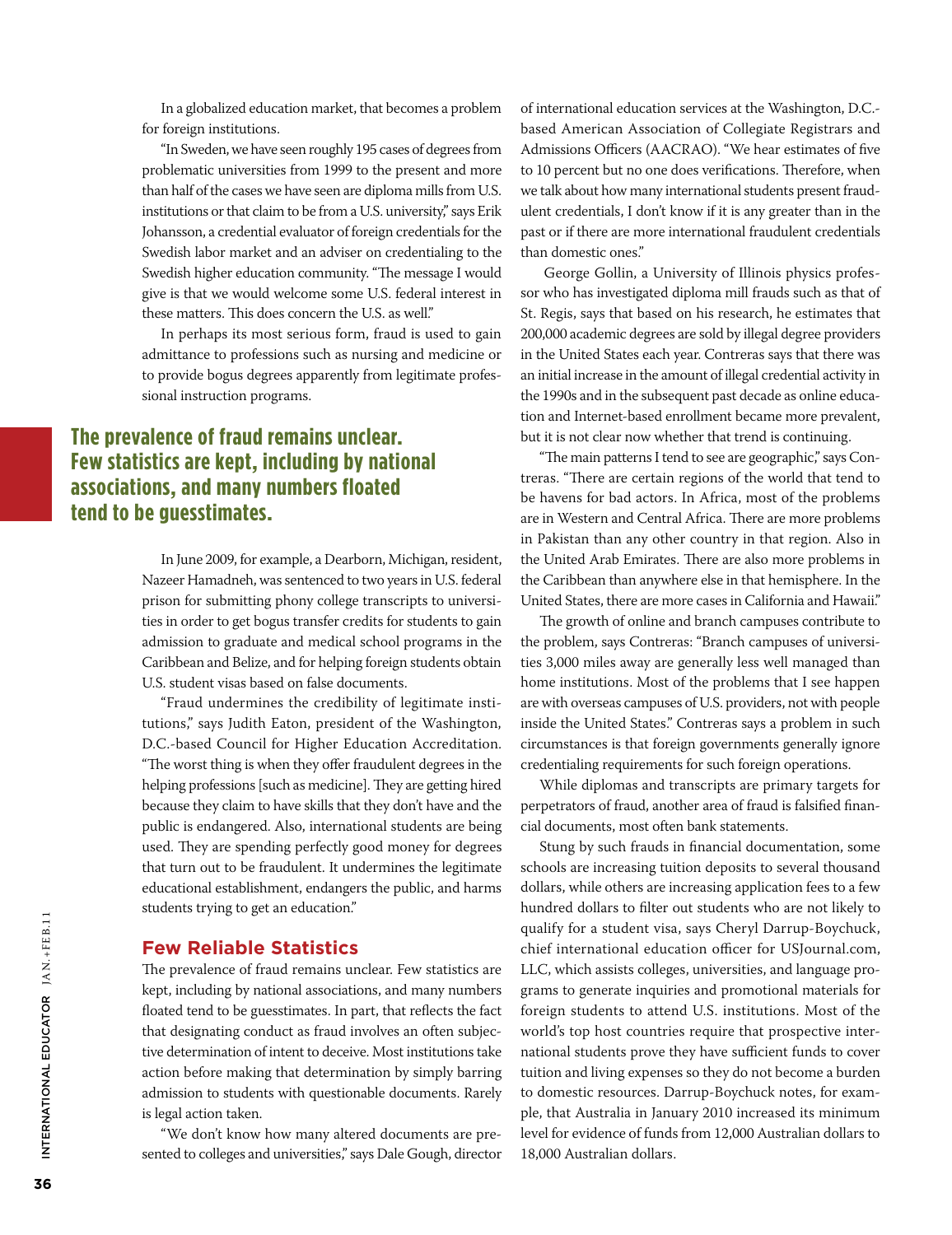In a globalized education market, that becomes a problem for foreign institutions.

"In Sweden, we have seen roughly 195 cases of degrees from problematic universities from 1999 to the present and more than half of the cases we have seen are diploma mills from U.S. institutions or that claim to be from a U.S. university," says Erik Johansson, a credential evaluator of foreign credentials for the Swedish labor market and an adviser on credentialing to the Swedish higher education community. "The message I would give is that we would welcome some U.S. federal interest in these matters. This does concern the U.S. as well."

In perhaps its most serious form, fraud is used to gain admittance to professions such as nursing and medicine or to provide bogus degrees apparently from legitimate professional instruction programs.

**The prevalence of fraud remains unclear. Few statistics are kept, including by national associations, and many numbers floated tend to be guesstimates.**

In June 2009, for example, a Dearborn, Michigan, resident, Nazeer Hamadneh, was sentenced to two years in U.S. federal prison for submitting phony college transcripts to universities in order to get bogus transfer credits for students to gain admission to graduate and medical school programs in the Caribbean and Belize, and for helping foreign students obtain U.S. student visas based on false documents.

"Fraud undermines the credibility of legitimate institutions," says Judith Eaton, president of the Washington, D.C.-based Council for Higher Education Accreditation. "The worst thing is when they offer fraudulent degrees in the helping professions [such as medicine]. They are getting hired because they claim to have skills that they don't have and the public is endangered. Also, international students are being used. They are spending perfectly good money for degrees that turn out to be fraudulent. It undermines the legitimate educational establishment, endangers the public, and harms students trying to get an education."

## Few Reliable Statistics

The prevalence of fraud remains unclear. Few statistics are kept, including by national associations, and many numbers floated tend to be guesstimates. In part, that reflects the fact that designating conduct as fraud involves an often subjective determination of intent to deceive. Most institutions take action before making that determination by simply barring admission to students with questionable documents. Rarely is legal action taken.

"We don't know how many altered documents are presented to colleges and universities," says Dale Gough, director of international education services at the Washington, D.C.-based American Association of Collegiate Registrars and Admissions Officers (AACRAO). "We hear estimates of five to 10 percent but no one does verifications. Therefore, when we talk about how many international students present fraudulent credentials, I don't know if it is any greater than in the past or if there are more international fraudulent credentials than domestic ones."

George Gollin, a University of Illinois physics professor who has investigated diploma mill frauds such as that of St. Regis, says that based on his research, he estimates that 200,000 academic degrees are sold by illegal degree providers in the United States each year. Contreras says that there was an initial increase in the amount of illegal credential activity in the 1990s and in the subsequent past decade as online education and Internet-based enrollment became more prevalent, but it is not clear now whether that trend is continuing.

"The main patterns I tend to see are geographic," says Contreras. "There are certain regions of the world that tend to be havens for bad actors. In Africa, most of the problems are in Western and Central Africa. There are more problems in Pakistan than any other country in that region. Also in the United Arab Emirates. There are also more problems in the Caribbean than anywhere else in that hemisphere. In the United States, there are more cases in California and Hawaii."

The growth of online and branch campuses contribute to the problem, says Contreras: "Branch campuses of universities 3,000 miles away are generally less well managed than home institutions. Most of the problems that I see happen are with overseas campuses of U.S. providers, not with people inside the United States." Contreras says a problem in such circumstances is that foreign governments generally ignore credentialing requirements for such foreign operations.

While diplomas and transcripts are primary targets for perpetrators of fraud, another area of fraud is falsified financial documents, most often bank statements.

Stung by such frauds in financial documentation, some schools are increasing tuition deposits to several thousand dollars, while others are increasing application fees to a few hundred dollars to filter out students who are not likely to qualify for a student visa, says Cheryl Darrup-Boychuck, chief international education officer for USJournal.com, LLC, which assists colleges, universities, and language programs to generate inquiries and promotional materials for foreign students to attend U.S. institutions. Most of the world's top host countries require that prospective international students prove they have sufficient funds to cover tuition and living expenses so they do not become a burden to domestic resources. Darrup-Boychuck notes, for example, that Australia in January 2010 increased its minimum level for evidence of funds from 12,000 Australian dollars to 18,000 Australian dollars.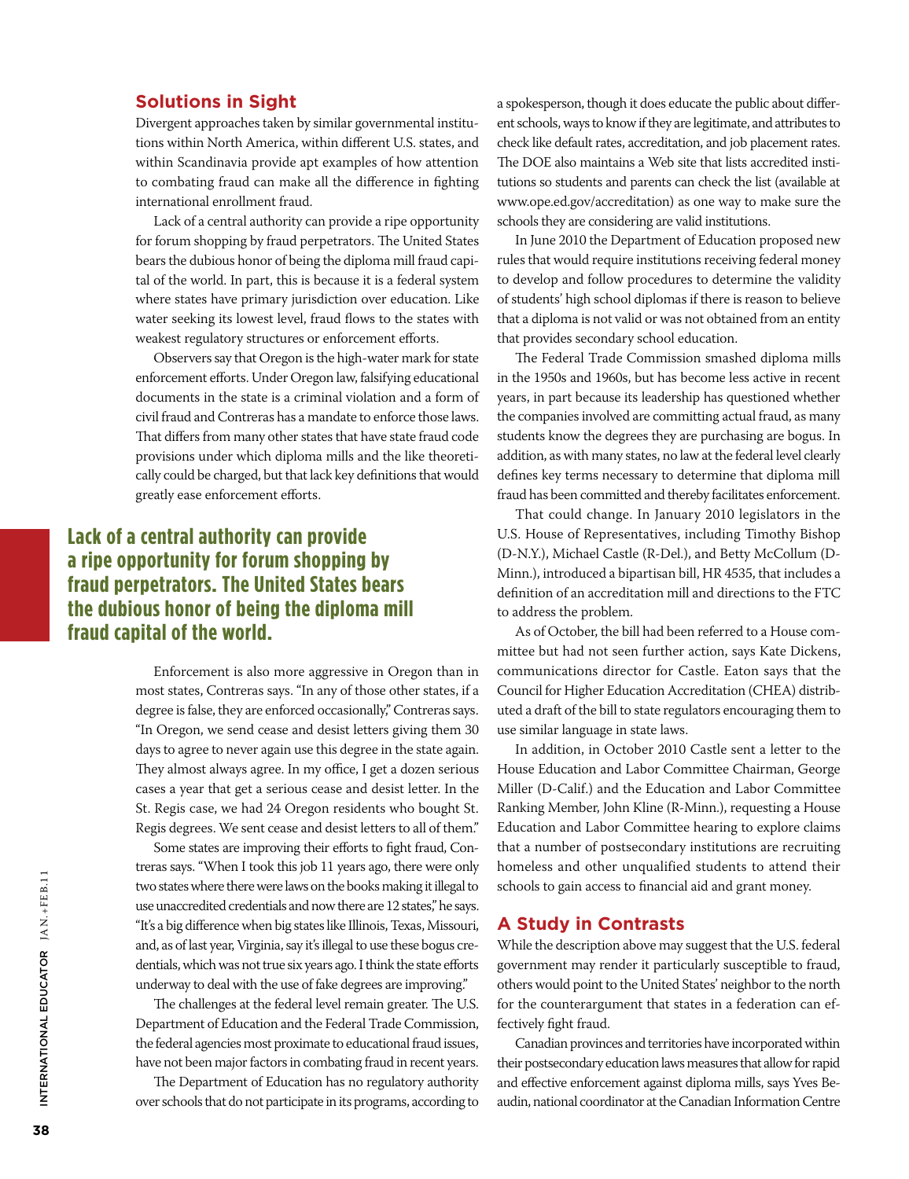## Solutions in Sight

Divergent approaches taken by similar governmental institutions within North America, within different U.S. states, and within Scandinavia provide apt examples of how attention to combating fraud can make all the difference in fighting international enrollment fraud.

Lack of a central authority can provide a ripe opportunity for forum shopping by fraud perpetrators. The United States bears the dubious honor of being the diploma mill fraud capital of the world. In part, this is because it is a federal system where states have primary jurisdiction over education. Like water seeking its lowest level, fraud flows to the states with weakest regulatory structures or enforcement efforts.

Observers say that Oregon is the high-water mark for state enforcement efforts. Under Oregon law, falsifying educational documents in the state is a criminal violation and a form of civil fraud and Contreras has a mandate to enforce those laws. That differs from many other states that have state fraud code provisions under which diploma mills and the like theoretically could be charged, but that lack key definitions that would greatly ease enforcement efforts.

**Lack of a central authority can provide a ripe opportunity for forum shopping by fraud perpetrators. The United States bears the dubious honor of being the diploma mill fraud capital of the world.**

Enforcement is also more aggressive in Oregon than in most states, Contreras says. "In any of those other states, if a degree is false, they are enforced occasionally," Contreras says. "In Oregon, we send cease and desist letters giving them 30 days to agree to never again use this degree in the state again. They almost always agree. In my office, I get a dozen serious cases a year that get a serious cease and desist letter. In the St. Regis case, we had 24 Oregon residents who bought St. Regis degrees. We sent cease and desist letters to all of them."

Some states are improving their efforts to fight fraud, Contreras says. "When I took this job 11 years ago, there were only two states where there were laws on the books making it illegal to use unaccredited credentials and now there are 12 states," he says. "It's a big difference when big states like Illinois, Texas, Missouri, and, as of last year, Virginia, say it's illegal to use these bogus credentials, which was not true six years ago. I think the state efforts underway to deal with the use of fake degrees are improving."

The challenges at the federal level remain greater. The U.S. Department of Education and the Federal Trade Commission, the federal agencies most proximate to educational fraud issues, have not been major factors in combating fraud in recent years.

The Department of Education has no regulatory authority over schools that do not participate in its programs, according to a spokesperson, though it does educate the public about different schools, ways to know if they are legitimate, and attributes to check like default rates, accreditation, and job placement rates. The DOE also maintains a Web site that lists accredited institutions so students and parents can check the list (available at www.ope.ed.gov/accreditation) as one way to make sure the schools they are considering are valid institutions.

In June 2010 the Department of Education proposed new rules that would require institutions receiving federal money to develop and follow procedures to determine the validity of students' high school diplomas if there is reason to believe that a diploma is not valid or was not obtained from an entity that provides secondary school education.

The Federal Trade Commission smashed diploma mills in the 1950s and 1960s, but has become less active in recent years, in part because its leadership has questioned whether the companies involved are committing actual fraud, as many students know the degrees they are purchasing are bogus. In addition, as with many states, no law at the federal level clearly defines key terms necessary to determine that diploma mill fraud has been committed and thereby facilitates enforcement.

That could change. In January 2010 legislators in the U.S. House of Representatives, including Timothy Bishop (D-N.Y.), Michael Castle (R-Del.), and Betty McCollum (D-Minn.), introduced a bipartisan bill, HR 4535, that includes a definition of an accreditation mill and directions to the FTC to address the problem.

As of October, the bill had been referred to a House committee but had not seen further action, says Kate Dickens, communications director for Castle. Eaton says that the Council for Higher Education Accreditation (CHEA) distributed a draft of the bill to state regulators encouraging them to use similar language in state laws.

In addition, in October 2010 Castle sent a letter to the House Education and Labor Committee Chairman, George Miller (D-Calif.) and the Education and Labor Committee Ranking Member, John Kline (R-Minn.), requesting a House Education and Labor Committee hearing to explore claims that a number of postsecondary institutions are recruiting homeless and other unqualified students to attend their schools to gain access to financial aid and grant money.

## A Study in Contrasts

While the description above may suggest that the U.S. federal government may render it particularly susceptible to fraud, others would point to the United States' neighbor to the north for the counterargument that states in a federation can effectively fight fraud.

Canadian provinces and territories have incorporated within their postsecondary education laws measures that allow for rapid and effective enforcement against diploma mills, says Yves Beaudin, national coordinator at the Canadian Information Centre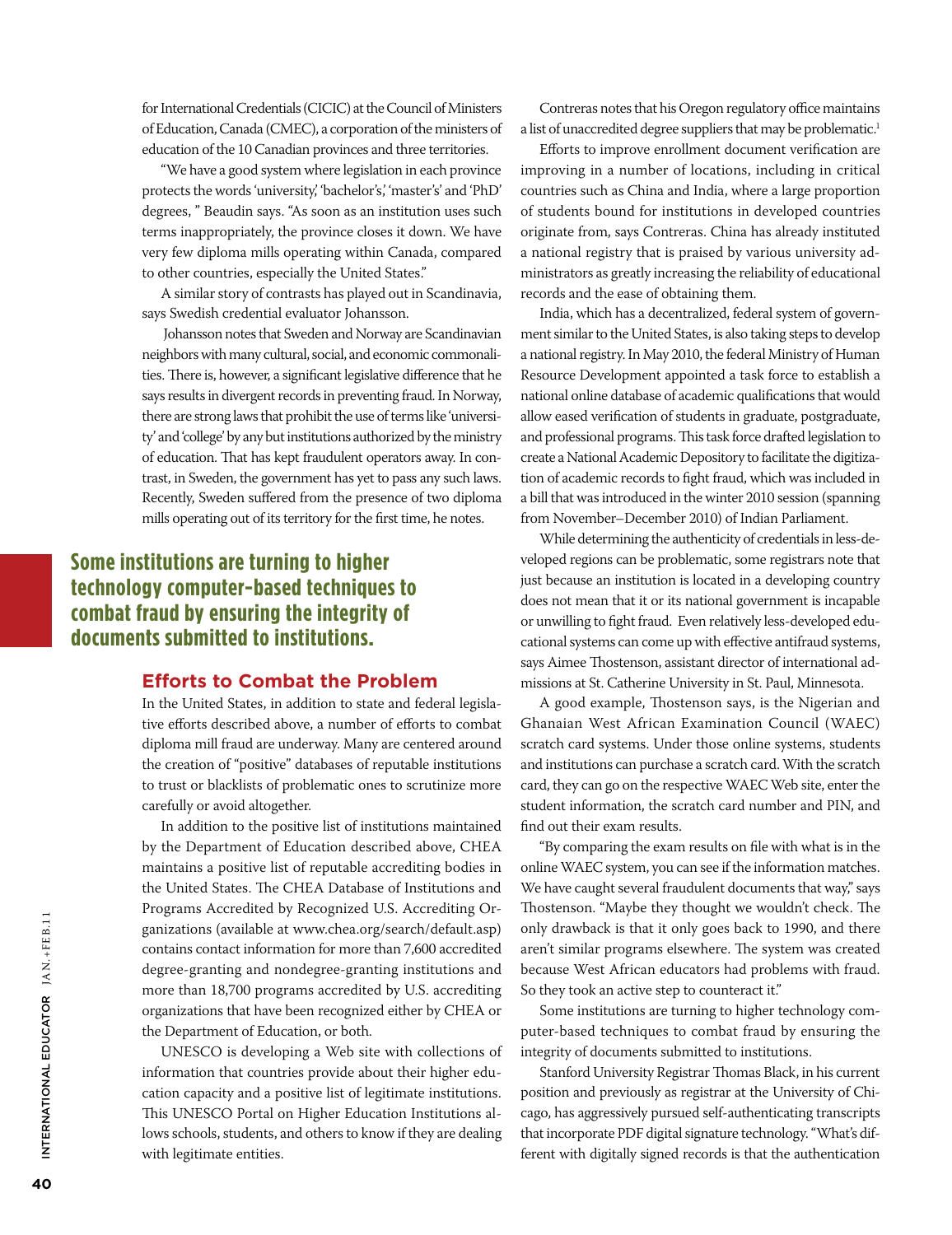for International Credentials (CICIC) at the Council of Ministers of Education, Canada (CMEC), a corporation of the ministers of education of the 10 Canadian provinces and three territories.

"We have a good system where legislation in each province protects the words 'university,' 'bachelor's,' 'master's' and 'PhD' degrees, " Beaudin says. "As soon as an institution uses such terms inappropriately, the province closes it down. We have very few diploma mills operating within Canada, compared to other countries, especially the United States."

A similar story of contrasts has played out in Scandinavia, says Swedish credential evaluator Johansson.

Johansson notes that Sweden and Norway are Scandinavian neighbors with many cultural, social, and economic commonalities. There is, however, a significant legislative difference that he says results in divergent records in preventing fraud. In Norway, there are strong laws that prohibit the use of terms like 'university' and 'college' by any but institutions authorized by the ministry of education. That has kept fraudulent operators away. In contrast, in Sweden, the government has yet to pass any such laws. Recently, Sweden suffered from the presence of two diploma mills operating out of its territory for the first time, he notes.

**Some institutions are turning to higher technology computer-based techniques to combat fraud by ensuring the integrity of documents submitted to institutions.**

## Efforts to Combat the Problem

In the United States, in addition to state and federal legislative efforts described above, a number of efforts to combat diploma mill fraud are underway. Many are centered around the creation of "positive" databases of reputable institutions to trust or blacklists of problematic ones to scrutinize more carefully or avoid altogether.

In addition to the positive list of institutions maintained by the Department of Education described above, CHEA maintains a positive list of reputable accrediting bodies in the United States. The CHEA Database of Institutions and Programs Accredited by Recognized U.S. Accrediting Organizations (available at www.chea.org/search/default.asp) contains contact information for more than 7,600 accredited degree-granting and nondegree-granting institutions and more than 18,700 programs accredited by U.S. accrediting organizations that have been recognized either by CHEA or the Department of Education, or both.

UNESCO is developing a Web site with collections of information that countries provide about their higher education capacity and a positive list of legitimate institutions. This UNESCO Portal on Higher Education Institutions allows schools, students, and others to know if they are dealing with legitimate entities.

Contreras notes that his Oregon regulatory office maintains a list of unaccredited degree suppliers that may be problematic.[1]

Efforts to improve enrollment document verification are improving in a number of locations, including in critical countries such as China and India, where a large proportion of students bound for institutions in developed countries originate from, says Contreras. China has already instituted a national registry that is praised by various university administrators as greatly increasing the reliability of educational records and the ease of obtaining them.

India, which has a decentralized, federal system of government similar to the United States, is also taking steps to develop a national registry. In May 2010, the federal Ministry of Human Resource Development appointed a task force to establish a national online database of academic qualifications that would allow eased verification of students in graduate, postgraduate, and professional programs. This task force drafted legislation to create a National Academic Depository to facilitate the digitization of academic records to fight fraud, which was included in a bill that was introduced in the winter 2010 session (spanning from November–December 2010) of Indian Parliament.

While determining the authenticity of credentials in less-developed regions can be problematic, some registrars note that just because an institution is located in a developing country does not mean that it or its national government is incapable or unwilling to fight fraud. Even relatively less-developed educational systems can come up with effective antifraud systems, says Aimee Thostenson, assistant director of international admissions at St. Catherine University in St. Paul, Minnesota.

A good example, Thostenson says, is the Nigerian and Ghanaian West African Examination Council (WAEC) scratch card systems. Under those online systems, students and institutions can purchase a scratch card. With the scratch card, they can go on the respective WAEC Web site, enter the student information, the scratch card number and PIN, and find out their exam results.

"By comparing the exam results on file with what is in the online WAEC system, you can see if the information matches. We have caught several fraudulent documents that way," says Thostenson. "Maybe they thought we wouldn't check. The only drawback is that it only goes back to 1990, and there aren't similar programs elsewhere. The system was created because West African educators had problems with fraud. So they took an active step to counteract it."

Some institutions are turning to higher technology computer-based techniques to combat fraud by ensuring the integrity of documents submitted to institutions.

Stanford University Registrar Thomas Black, in his current position and previously as registrar at the University of Chicago, has aggressively pursued self-authenticating transcripts that incorporate PDF digital signature technology. "What's different with digitally signed records is that the authentication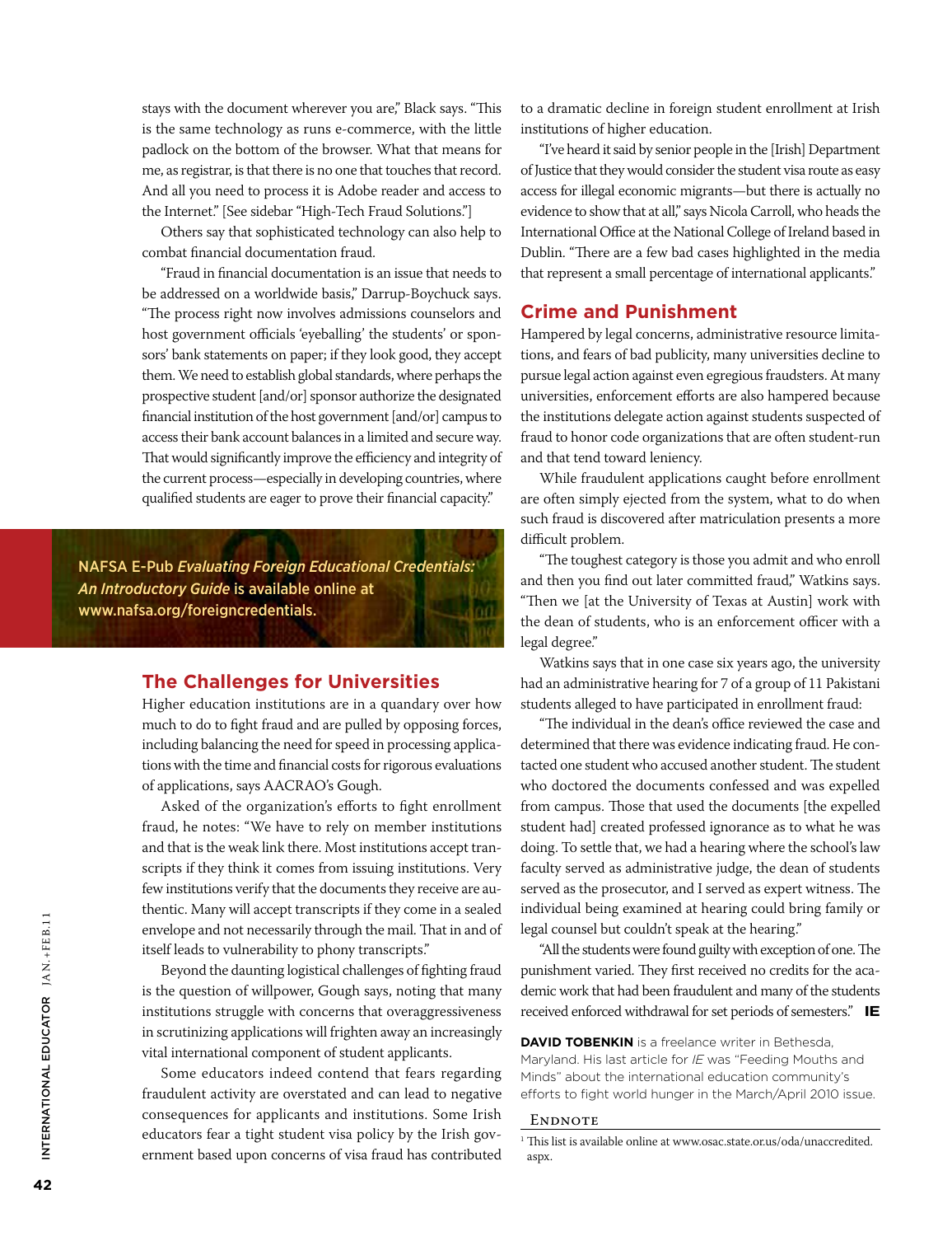stays with the document wherever you are," Black says. "This is the same technology as runs e-commerce, with the little padlock on the bottom of the browser. What that means for me, as registrar, is that there is no one that touches that record. And all you need to process it is Adobe reader and access to the Internet." [See sidebar "High-Tech Fraud Solutions."]

Others say that sophisticated technology can also help to combat financial documentation fraud.

"Fraud in financial documentation is an issue that needs to be addressed on a worldwide basis," Darrup-Boychuck says. "The process right now involves admissions counselors and host government officials 'eyeballing' the students' or sponsors' bank statements on paper; if they look good, they accept them. We need to establish global standards, where perhaps the prospective student [and/or] sponsor authorize the designated financial institution of the host government [and/or] campus to access their bank account balances in a limited and secure way. That would significantly improve the efficiency and integrity of the current process—especially in developing countries, where qualified students are eager to prove their financial capacity."

NAFSA E-Pub *Evaluating Foreign Educational Credentials: An Introductory Guide* is available online at www.nafsa.org/foreigncredentials.

## The Challenges for Universities

Higher education institutions are in a quandary over how much to do to fight fraud and are pulled by opposing forces, including balancing the need for speed in processing applications with the time and financial costs for rigorous evaluations of applications, says AACRAO's Gough.

Asked of the organization's efforts to fight enrollment fraud, he notes: "We have to rely on member institutions and that is the weak link there. Most institutions accept transcripts if they think it comes from issuing institutions. Very few institutions verify that the documents they receive are authentic. Many will accept transcripts if they come in a sealed envelope and not necessarily through the mail. That in and of itself leads to vulnerability to phony transcripts."

Beyond the daunting logistical challenges of fighting fraud is the question of willpower, Gough says, noting that many institutions struggle with concerns that overaggressiveness in scrutinizing applications will frighten away an increasingly vital international component of student applicants.

Some educators indeed contend that fears regarding fraudulent activity are overstated and can lead to negative consequences for applicants and institutions. Some Irish educators fear a tight student visa policy by the Irish government based upon concerns of visa fraud has contributed to a dramatic decline in foreign student enrollment at Irish institutions of higher education.

"I've heard it said by senior people in the [Irish] Department of Justice that they would consider the student visa route as easy access for illegal economic migrants—but there is actually no evidence to show that at all," says Nicola Carroll, who heads the International Office at the National College of Ireland based in Dublin. "There are a few bad cases highlighted in the media that represent a small percentage of international applicants."

## Crime and Punishment

Hampered by legal concerns, administrative resource limitations, and fears of bad publicity, many universities decline to pursue legal action against even egregious fraudsters. At many universities, enforcement efforts are also hampered because the institutions delegate action against students suspected of fraud to honor code organizations that are often student-run and that tend toward leniency.

While fraudulent applications caught before enrollment are often simply ejected from the system, what to do when such fraud is discovered after matriculation presents a more difficult problem.

"The toughest category is those you admit and who enroll and then you find out later committed fraud," Watkins says. "Then we [at the University of Texas at Austin] work with the dean of students, who is an enforcement officer with a legal degree."

Watkins says that in one case six years ago, the university had an administrative hearing for 7 of a group of 11 Pakistani students alleged to have participated in enrollment fraud:

"The individual in the dean's office reviewed the case and determined that there was evidence indicating fraud. He contacted one student who accused another student. The student who doctored the documents confessed and was expelled from campus. Those that used the documents [the expelled student had] created professed ignorance as to what he was doing. To settle that, we had a hearing where the school's law faculty served as administrative judge, the dean of students served as the prosecutor, and I served as expert witness. The individual being examined at hearing could bring family or legal counsel but couldn't speak at the hearing."

"All the students were found guilty with exception of one. The punishment varied. They first received no credits for the academic work that had been fraudulent and many of the students received enforced withdrawal for set periods of semesters." **IE**

**DAVID TOBENKIN** is a freelance writer in Bethesda, Maryland. His last article for *IE* was "Feeding Mouths and Minds" about the international education community's efforts to fight world hunger in the March/April 2010 issue.

### Endnote

[1] This list is available online at www.osac.state.or.us/oda/unaccredited.aspx.